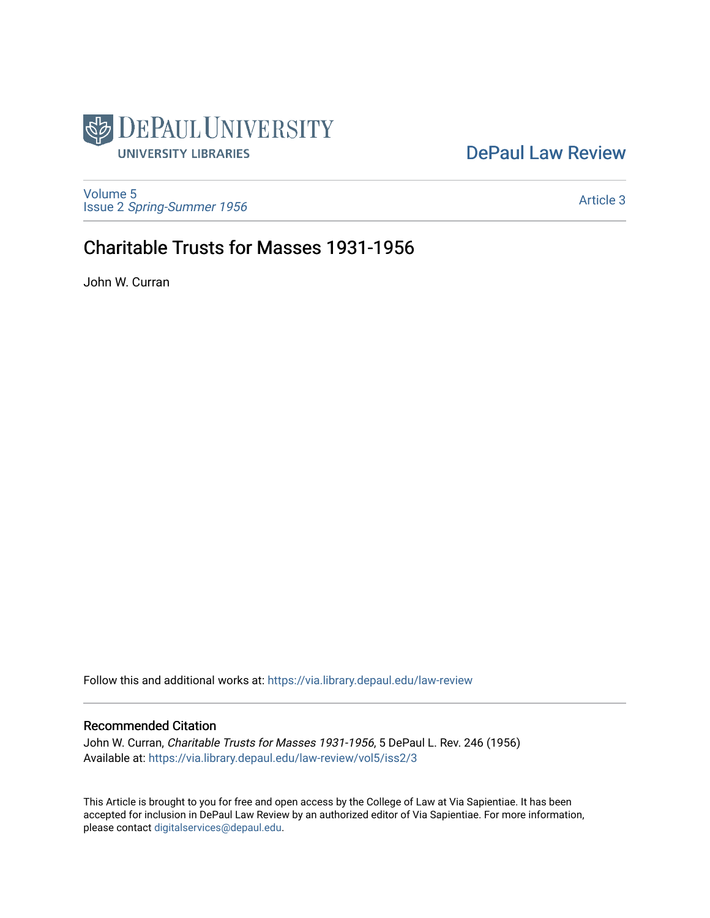DePaul University
UNIVERSITY LIBRARIES

DePaul Law Review

Volume 5
Issue 2 *Spring-Summer 1956*

Article 3

# Charitable Trusts for Masses 1931-1956

John W. Curran

Follow this and additional works at: https://via.library.depaul.edu/law-review

## Recommended Citation

John W. Curran, *Charitable Trusts for Masses 1931-1956*, 5 DePaul L. Rev. 246 (1956)
Available at: https://via.library.depaul.edu/law-review/vol5/iss2/3

This Article is brought to you for free and open access by the College of Law at Via Sapientiae. It has been accepted for inclusion in DePaul Law Review by an authorized editor of Via Sapientiae. For more information, please contact digitalservices@depaul.edu.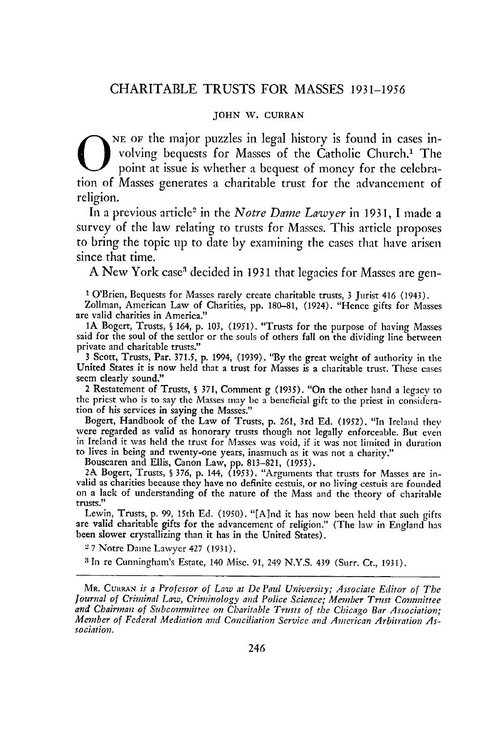# CHARITABLE TRUSTS FOR MASSES 1931-1956

JOHN W. CURRAN

ONE OF the major puzzles in legal history is found in cases involving bequests for Masses of the Catholic Church.[1] The point at issue is whether a bequest of money for the celebration of Masses generates a charitable trust for the advancement of religion.

In a previous article[2] in the *Notre Dame Lawyer* in 1931, I made a survey of the law relating to trusts for Masses. This article proposes to bring the topic up to date by examining the cases that have arisen since that time.

A New York case[3] decided in 1931 that legacies for Masses are gen-

---

[1] O'Brien, Bequests for Masses rarely create charitable trusts, 3 Jurist 416 (1943).

Zollman, American Law of Charities, pp. 180–81, (1924). "Hence gifts for Masses are valid charities in America."

1A Bogert, Trusts, § 164, p. 103, (1951). "Trusts for the purpose of having Masses said for the soul of the settlor or the souls of others fall on the dividing line between private and charitable trusts."

3 Scott, Trusts, Par. 371.5, p. 1994, (1939). "By the great weight of authority in the United States it is now held that a trust for Masses is a charitable trust. These cases seem clearly sound."

2 Restatement of Trusts, § 371, Comment g (1935). "On the other hand a legacy to the priest who is to say the Masses may be a beneficial gift to the priest in consideration of his services in saying the Masses."

Bogert, Handbook of the Law of Trusts, p. 261, 3rd Ed. (1952). "In Ireland they were regarded as valid as honorary trusts though not legally enforceable. But even in Ireland it was held the trust for Masses was void, if it was not limited in duration to lives in being and twenty-one years, inasmuch as it was not a charity."

Bouscaren and Ellis, Canon Law, pp. 813–821, (1953).

2A Bogert, Trusts, § 376, p. 144, (1953). "Arguments that trusts for Masses are invalid as charities because they have no definite cestuis, or no living cestuis are founded on a lack of understanding of the nature of the Mass and the theory of charitable trusts."

Lewin, Trusts, p. 99, 15th Ed. (1950). "[A]nd it has now been held that such gifts are valid charitable gifts for the advancement of religion." (The law in England has been slower crystallizing than it has in the United States).

[2] 7 Notre Dame Lawyer 427 (1931).

[3] In re Cunningham's Estate, 140 Misc. 91, 249 N.Y.S. 439 (Surr. Ct., 1931).

---

MR. CURRAN *is a Professor of Law at De Paul University; Associate Editor of The Journal of Criminal Law, Criminology and Police Science; Member Trust Committee and Chairman of Subcommittee on Charitable Trusts of the Chicago Bar Association; Member of Federal Mediation and Conciliation Service and American Arbitration Association.*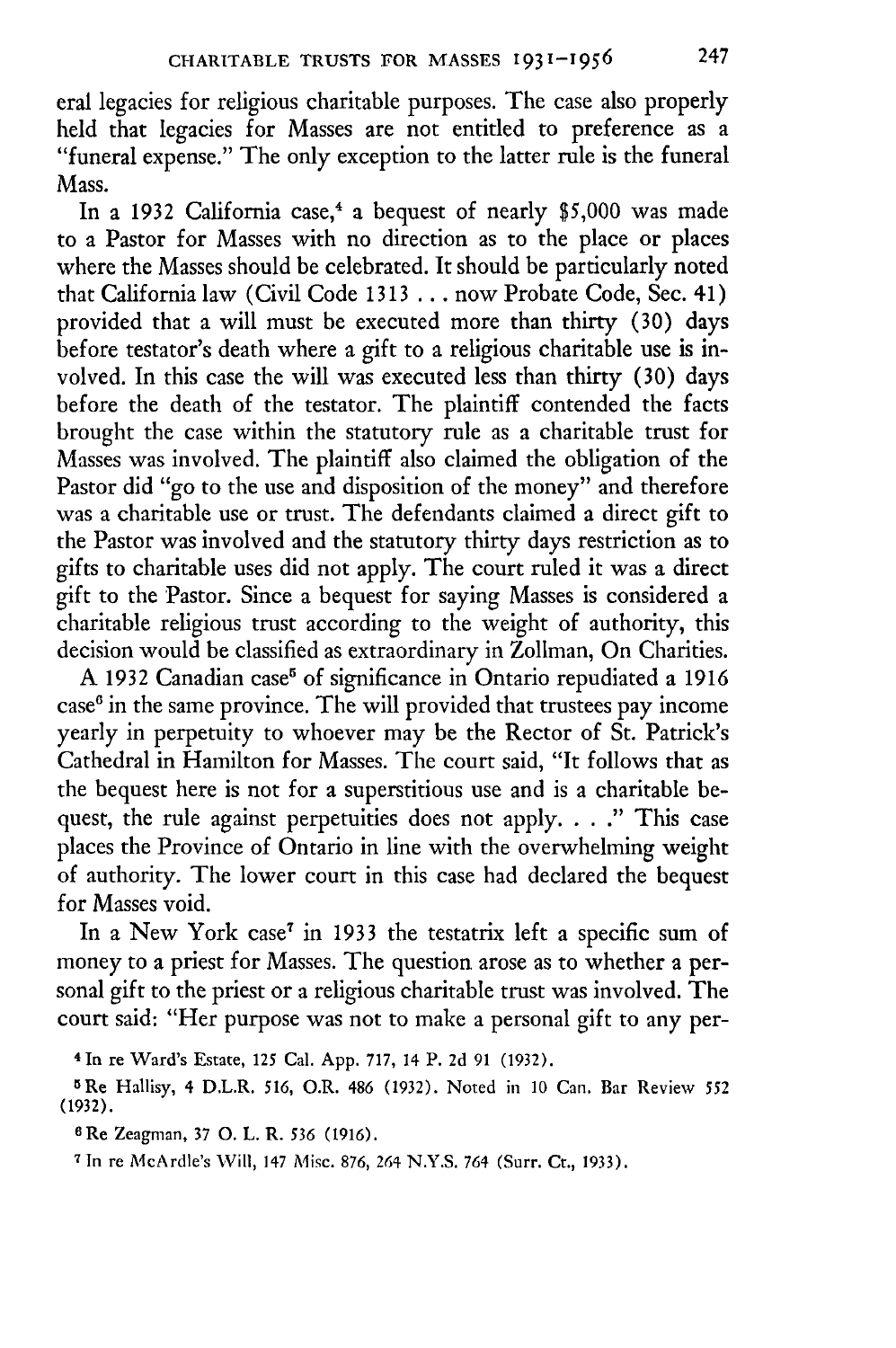eral legacies for religious charitable purposes. The case also properly held that legacies for Masses are not entitled to preference as a "funeral expense." The only exception to the latter rule is the funeral Mass.

In a 1932 California case,[4] a bequest of nearly $5,000 was made to a Pastor for Masses with no direction as to the place or places where the Masses should be celebrated. It should be particularly noted that California law (Civil Code 1313 . . . now Probate Code, Sec. 41) provided that a will must be executed more than thirty (30) days before testator's death where a gift to a religious charitable use is involved. In this case the will was executed less than thirty (30) days before the death of the testator. The plaintiff contended the facts brought the case within the statutory rule as a charitable trust for Masses was involved. The plaintiff also claimed the obligation of the Pastor did "go to the use and disposition of the money" and therefore was a charitable use or trust. The defendants claimed a direct gift to the Pastor was involved and the statutory thirty days restriction as to gifts to charitable uses did not apply. The court ruled it was a direct gift to the Pastor. Since a bequest for saying Masses is considered a charitable religious trust according to the weight of authority, this decision would be classified as extraordinary in Zollman, On Charities.

A 1932 Canadian case[5] of significance in Ontario repudiated a 1916 case[6] in the same province. The will provided that trustees pay income yearly in perpetuity to whoever may be the Rector of St. Patrick's Cathedral in Hamilton for Masses. The court said, "It follows that as the bequest here is not for a superstitious use and is a charitable bequest, the rule against perpetuities does not apply. . . ." This case places the Province of Ontario in line with the overwhelming weight of authority. The lower court in this case had declared the bequest for Masses void.

In a New York case[7] in 1933 the testatrix left a specific sum of money to a priest for Masses. The question arose as to whether a personal gift to the priest or a religious charitable trust was involved. The court said: "Her purpose was not to make a personal gift to any per-

[4] In re Ward's Estate, 125 Cal. App. 717, 14 P. 2d 91 (1932).

[5] Re Hallisy, 4 D.L.R. 516, O.R. 486 (1932). Noted in 10 Can. Bar Review 552 (1932).

[6] Re Zeagman, 37 O. L. R. 536 (1916).

[7] In re McArdle's Will, 147 Misc. 876, 264 N.Y.S. 764 (Surr. Ct., 1933).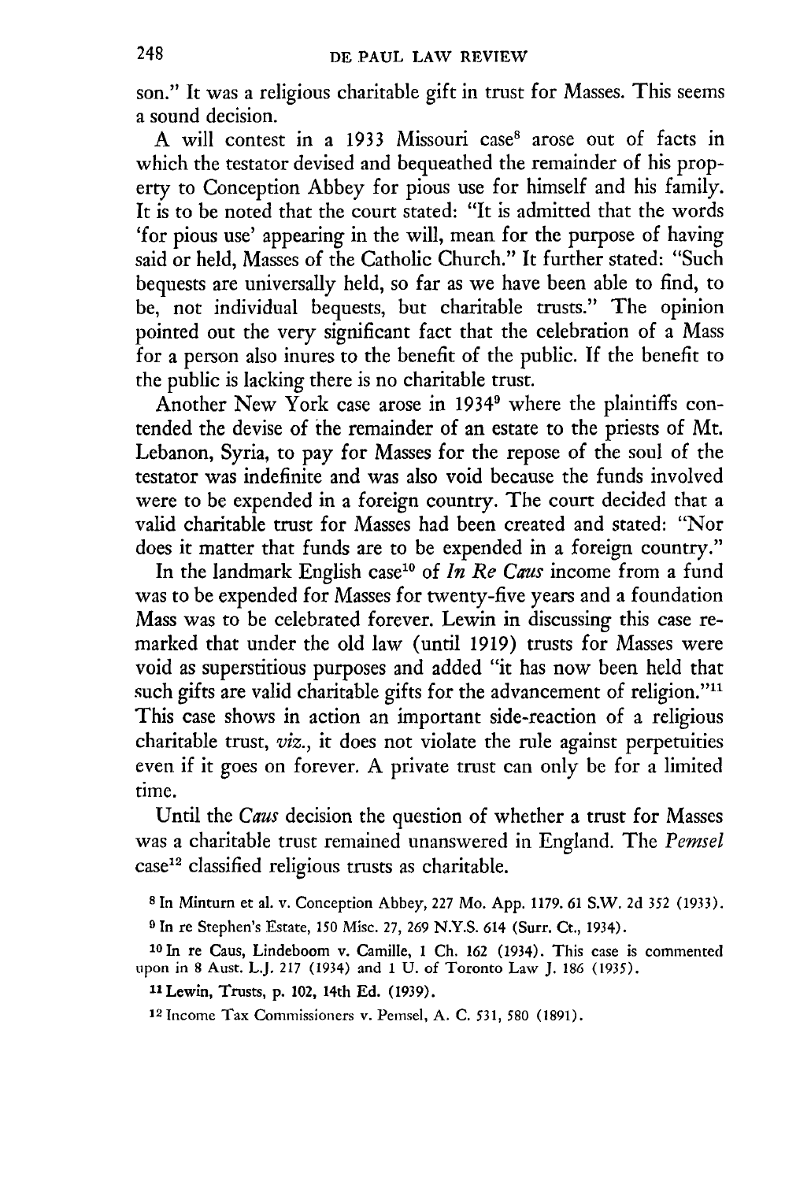son." It was a religious charitable gift in trust for Masses. This seems a sound decision.

A will contest in a 1933 Missouri case[8] arose out of facts in which the testator devised and bequeathed the remainder of his property to Conception Abbey for pious use for himself and his family. It is to be noted that the court stated: "It is admitted that the words 'for pious use' appearing in the will, mean for the purpose of having said or held, Masses of the Catholic Church." It further stated: "Such bequests are universally held, so far as we have been able to find, to be, not individual bequests, but charitable trusts." The opinion pointed out the very significant fact that the celebration of a Mass for a person also inures to the benefit of the public. If the benefit to the public is lacking there is no charitable trust.

Another New York case arose in 1934[9] where the plaintiffs contended the devise of the remainder of an estate to the priests of Mt. Lebanon, Syria, to pay for Masses for the repose of the soul of the testator was indefinite and was also void because the funds involved were to be expended in a foreign country. The court decided that a valid charitable trust for Masses had been created and stated: "Nor does it matter that funds are to be expended in a foreign country."

In the landmark English case[10] of *In Re Caus* income from a fund was to be expended for Masses for twenty-five years and a foundation Mass was to be celebrated forever. Lewin in discussing this case remarked that under the old law (until 1919) trusts for Masses were void as superstitious purposes and added "it has now been held that such gifts are valid charitable gifts for the advancement of religion."[11] This case shows in action an important side-reaction of a religious charitable trust, *viz.*, it does not violate the rule against perpetuities even if it goes on forever. A private trust can only be for a limited time.

Until the *Caus* decision the question of whether a trust for Masses was a charitable trust remained unanswered in England. The *Pemsel* case[12] classified religious trusts as charitable.

[8] In Minturn et al. v. Conception Abbey, 227 Mo. App. 1179. 61 S.W. 2d 352 (1933).

[9] In re Stephen's Estate, 150 Misc. 27, 269 N.Y.S. 614 (Surr. Ct., 1934).

[10] In re Caus, Lindeboom v. Camille, 1 Ch. 162 (1934). This case is commented upon in 8 Aust. L.J. 217 (1934) and 1 U. of Toronto Law J. 186 (1935).

[11] Lewin, Trusts, p. 102, 14th Ed. (1939).

[12] Income Tax Commissioners v. Pemsel, A. C. 531, 580 (1891).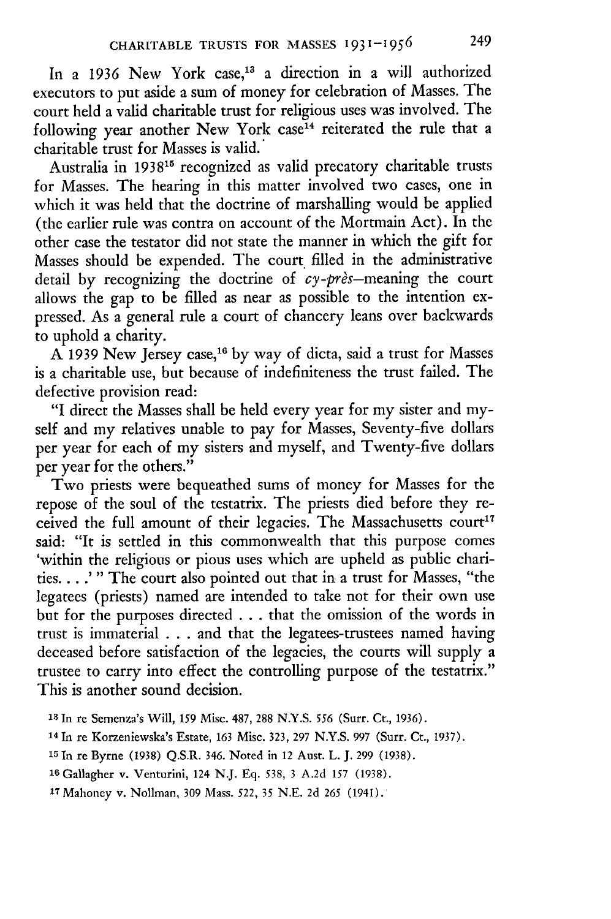In a 1936 New York case,[13] a direction in a will authorized executors to put aside a sum of money for celebration of Masses. The court held a valid charitable trust for religious uses was involved. The following year another New York case[14] reiterated the rule that a charitable trust for Masses is valid.

Australia in 1938[15] recognized as valid precatory charitable trusts for Masses. The hearing in this matter involved two cases, one in which it was held that the doctrine of marshalling would be applied (the earlier rule was contra on account of the Mortmain Act). In the other case the testator did not state the manner in which the gift for Masses should be expended. The court filled in the administrative detail by recognizing the doctrine of *cy-près*—meaning the court allows the gap to be filled as near as possible to the intention expressed. As a general rule a court of chancery leans over backwards to uphold a charity.

A 1939 New Jersey case,[16] by way of dicta, said a trust for Masses is a charitable use, but because of indefiniteness the trust failed. The defective provision read:

"I direct the Masses shall be held every year for my sister and myself and my relatives unable to pay for Masses, Seventy-five dollars per year for each of my sisters and myself, and Twenty-five dollars per year for the others."

Two priests were bequeathed sums of money for Masses for the repose of the soul of the testatrix. The priests died before they received the full amount of their legacies. The Massachusetts court[17] said: "It is settled in this commonwealth that this purpose comes 'within the religious or pious uses which are upheld as public charities. . . .' " The court also pointed out that in a trust for Masses, "the legatees (priests) named are intended to take not for their own use but for the purposes directed . . . that the omission of the words in trust is immaterial . . . and that the legatees-trustees named having deceased before satisfaction of the legacies, the courts will supply a trustee to carry into effect the controlling purpose of the testatrix." This is another sound decision.

[13] In re Semenza's Will, 159 Misc. 487, 288 N.Y.S. 556 (Surr. Ct., 1936).

[14] In re Korzeniewska's Estate, 163 Misc. 323, 297 N.Y.S. 997 (Surr. Ct., 1937).

[15] In re Byrne (1938) Q.S.R. 346. Noted in 12 Aust. L. J. 299 (1938).

[16] Gallagher v. Venturini, 124 N.J. Eq. 538, 3 A.2d 157 (1938).

[17] Mahoney v. Nollman, 309 Mass. 522, 35 N.E. 2d 265 (1941).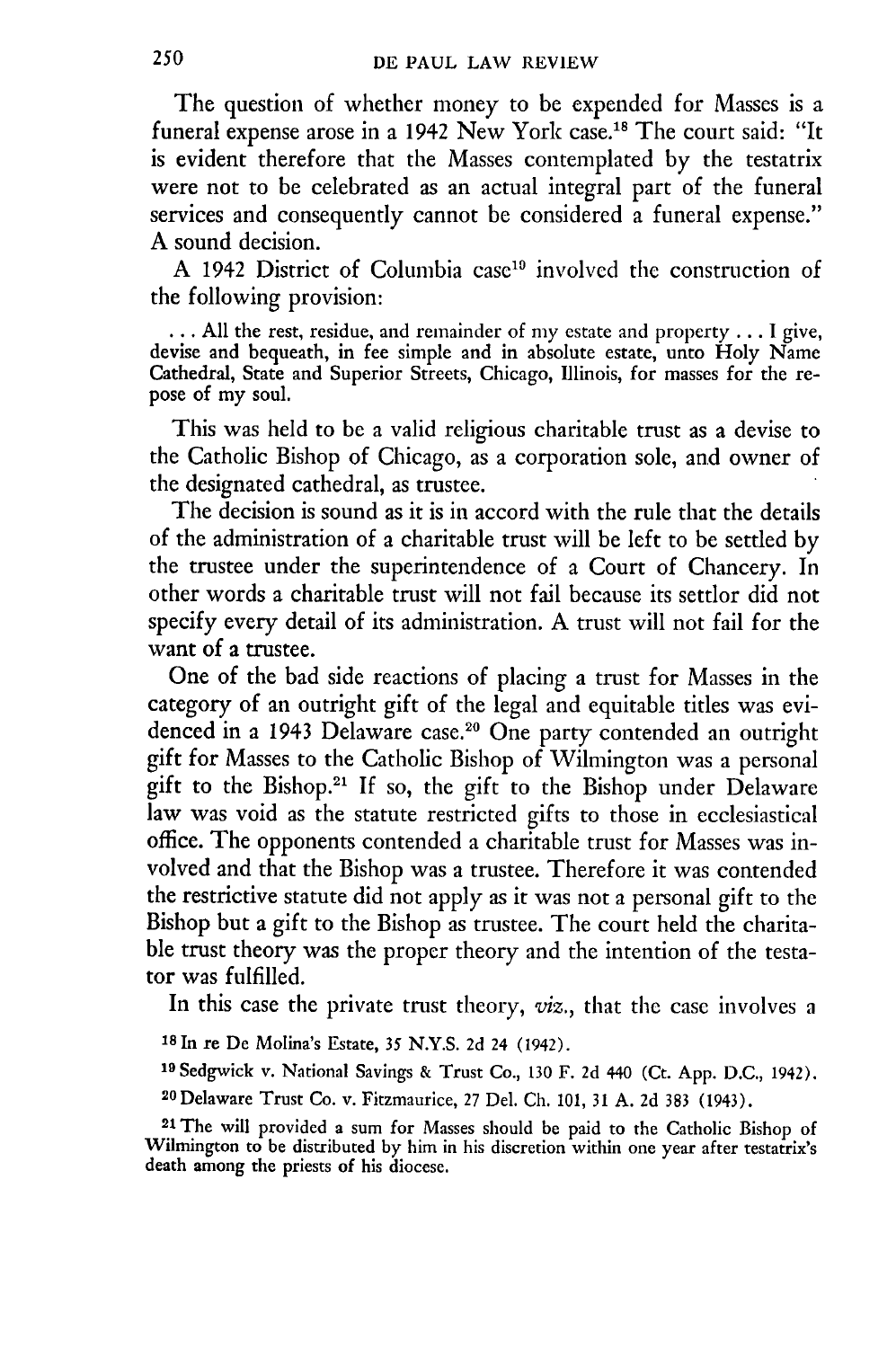The question of whether money to be expended for Masses is a funeral expense arose in a 1942 New York case.[18] The court said: "It is evident therefore that the Masses contemplated by the testatrix were not to be celebrated as an actual integral part of the funeral services and consequently cannot be considered a funeral expense." A sound decision.

A 1942 District of Columbia case[19] involved the construction of the following provision:

> . . . All the rest, residue, and remainder of my estate and property . . . I give, devise and bequeath, in fee simple and in absolute estate, unto Holy Name Cathedral, State and Superior Streets, Chicago, Illinois, for masses for the repose of my soul.

This was held to be a valid religious charitable trust as a devise to the Catholic Bishop of Chicago, as a corporation sole, and owner of the designated cathedral, as trustee.

The decision is sound as it is in accord with the rule that the details of the administration of a charitable trust will be left to be settled by the trustee under the superintendence of a Court of Chancery. In other words a charitable trust will not fail because its settlor did not specify every detail of its administration. A trust will not fail for the want of a trustee.

One of the bad side reactions of placing a trust for Masses in the category of an outright gift of the legal and equitable titles was evidenced in a 1943 Delaware case.[20] One party contended an outright gift for Masses to the Catholic Bishop of Wilmington was a personal gift to the Bishop.[21] If so, the gift to the Bishop under Delaware law was void as the statute restricted gifts to those in ecclesiastical office. The opponents contended a charitable trust for Masses was involved and that the Bishop was a trustee. Therefore it was contended the restrictive statute did not apply as it was not a personal gift to the Bishop but a gift to the Bishop as trustee. The court held the charitable trust theory was the proper theory and the intention of the testator was fulfilled.

In this case the private trust theory, *viz.*, that the case involves a

[18] In re De Molina's Estate, 35 N.Y.S. 2d 24 (1942).

[19] Sedgwick v. National Savings & Trust Co., 130 F. 2d 440 (Ct. App. D.C., 1942).

[20] Delaware Trust Co. v. Fitzmaurice, 27 Del. Ch. 101, 31 A. 2d 383 (1943).

[21] The will provided a sum for Masses should be paid to the Catholic Bishop of Wilmington to be distributed by him in his discretion within one year after testatrix's death among the priests of his diocese.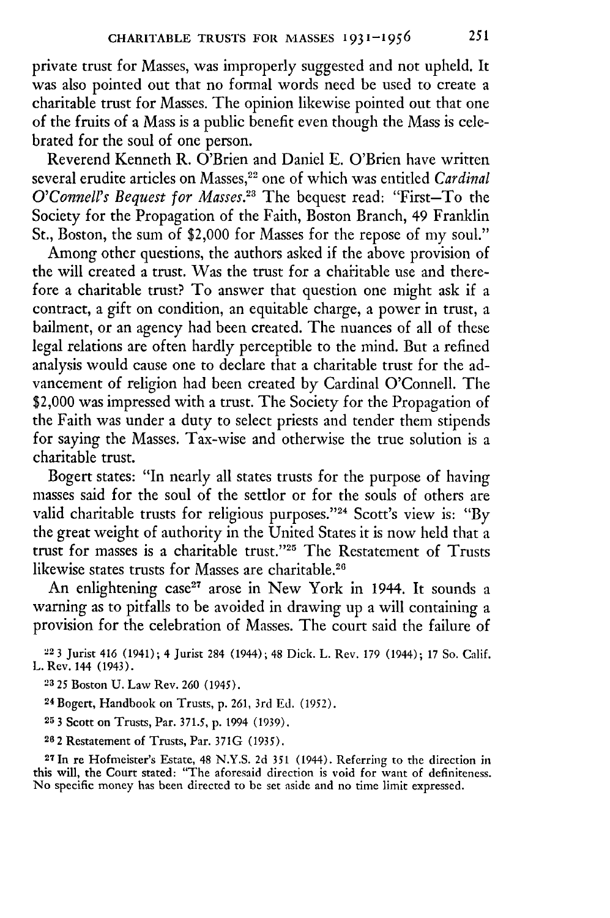private trust for Masses, was improperly suggested and not upheld. It was also pointed out that no formal words need be used to create a charitable trust for Masses. The opinion likewise pointed out that one of the fruits of a Mass is a public benefit even though the Mass is celebrated for the soul of one person.

Reverend Kenneth R. O'Brien and Daniel E. O'Brien have written several erudite articles on Masses,[22] one of which was entitled *Cardinal O'Connell's Bequest for Masses*.[23] The bequest read: "First—To the Society for the Propagation of the Faith, Boston Branch, 49 Franklin St., Boston, the sum of $2,000 for Masses for the repose of my soul."

Among other questions, the authors asked if the above provision of the will created a trust. Was the trust for a charitable use and therefore a charitable trust? To answer that question one might ask if a contract, a gift on condition, an equitable charge, a power in trust, a bailment, or an agency had been created. The nuances of all of these legal relations are often hardly perceptible to the mind. But a refined analysis would cause one to declare that a charitable trust for the advancement of religion had been created by Cardinal O'Connell. The $2,000 was impressed with a trust. The Society for the Propagation of the Faith was under a duty to select priests and tender them stipends for saying the Masses. Tax-wise and otherwise the true solution is a charitable trust.

Bogert states: "In nearly all states trusts for the purpose of having masses said for the soul of the settlor or for the souls of others are valid charitable trusts for religious purposes."[24] Scott's view is: "By the great weight of authority in the United States it is now held that a trust for masses is a charitable trust."[25] The Restatement of Trusts likewise states trusts for Masses are charitable.[26]

An enlightening case[27] arose in New York in 1944. It sounds a warning as to pitfalls to be avoided in drawing up a will containing a provision for the celebration of Masses. The court said the failure of

[22] 3 Jurist 416 (1941); 4 Jurist 284 (1944); 48 Dick. L. Rev. 179 (1944); 17 So. Calif. L. Rev. 144 (1943).

[23] 25 Boston U. Law Rev. 260 (1945).

[24] Bogert, Handbook on Trusts, p. 261, 3rd Ed. (1952).

[25] 3 Scott on Trusts, Par. 371.5, p. 1994 (1939).

[26] 2 Restatement of Trusts, Par. 371G (1935).

[27] In re Hofmeister's Estate, 48 N.Y.S. 2d 351 (1944). Referring to the direction in this will, the Court stated: "The aforesaid direction is void for want of definiteness. No specific money has been directed to be set aside and no time limit expressed.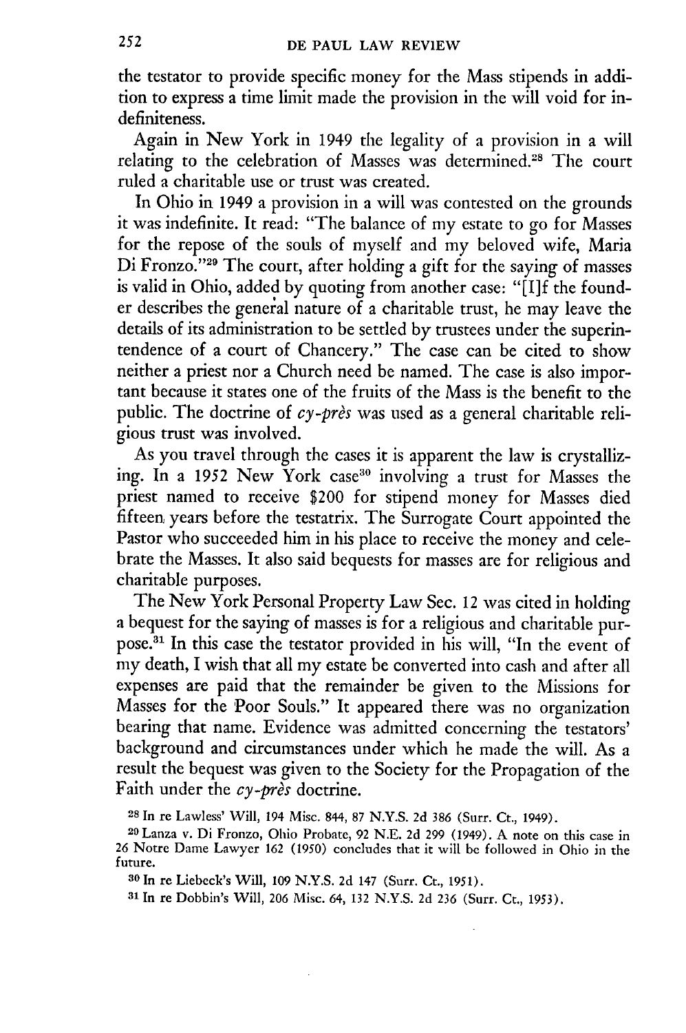the testator to provide specific money for the Mass stipends in addition to express a time limit made the provision in the will void for indefiniteness.

Again in New York in 1949 the legality of a provision in a will relating to the celebration of Masses was determined.[28] The court ruled a charitable use or trust was created.

In Ohio in 1949 a provision in a will was contested on the grounds it was indefinite. It read: "The balance of my estate to go for Masses for the repose of the souls of myself and my beloved wife, Maria Di Fronzo."[29] The court, after holding a gift for the saying of masses is valid in Ohio, added by quoting from another case: "[I]f the founder describes the general nature of a charitable trust, he may leave the details of its administration to be settled by trustees under the superintendence of a court of Chancery." The case can be cited to show neither a priest nor a Church need be named. The case is also important because it states one of the fruits of the Mass is the benefit to the public. The doctrine of *cy-près* was used as a general charitable religious trust was involved.

As you travel through the cases it is apparent the law is crystallizing. In a 1952 New York case[30] involving a trust for Masses the priest named to receive $200 for stipend money for Masses died fifteen years before the testatrix. The Surrogate Court appointed the Pastor who succeeded him in his place to receive the money and celebrate the Masses. It also said bequests for masses are for religious and charitable purposes.

The New York Personal Property Law Sec. 12 was cited in holding a bequest for the saying of masses is for a religious and charitable purpose.[31] In this case the testator provided in his will, "In the event of my death, I wish that all my estate be converted into cash and after all expenses are paid that the remainder be given to the Missions for Masses for the Poor Souls." It appeared there was no organization bearing that name. Evidence was admitted concerning the testators' background and circumstances under which he made the will. As a result the bequest was given to the Society for the Propagation of the Faith under the *cy-près* doctrine.

[28] In re Lawless' Will, 194 Misc. 844, 87 N.Y.S. 2d 386 (Surr. Ct., 1949).

[29] Lanza v. Di Fronzo, Ohio Probate, 92 N.E. 2d 299 (1949). A note on this case in 26 Notre Dame Lawyer 162 (1950) concludes that it will be followed in Ohio in the future.

[30] In re Liebeck's Will, 109 N.Y.S. 2d 147 (Surr. Ct., 1951).

[31] In re Dobbin's Will, 206 Misc. 64, 132 N.Y.S. 2d 236 (Surr. Ct., 1953).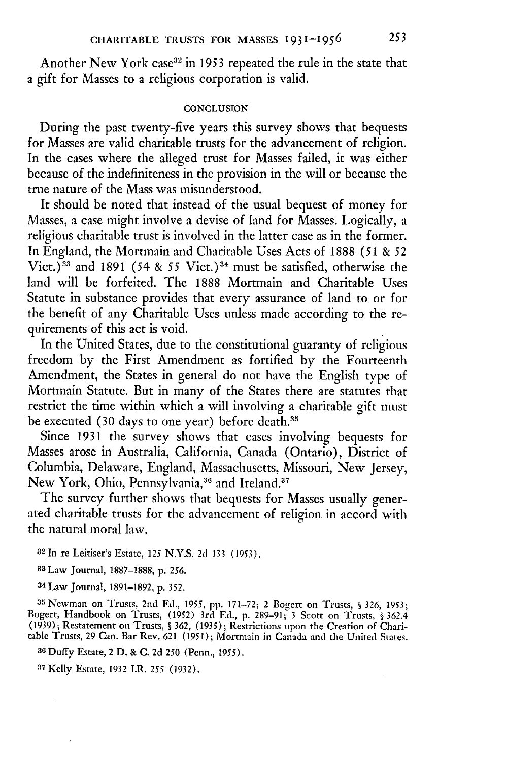Another New York case[32] in 1953 repeated the rule in the state that a gift for Masses to a religious corporation is valid.

## CONCLUSION

During the past twenty-five years this survey shows that bequests for Masses are valid charitable trusts for the advancement of religion. In the cases where the alleged trust for Masses failed, it was either because of the indefiniteness in the provision in the will or because the true nature of the Mass was misunderstood.

It should be noted that instead of the usual bequest of money for Masses, a case might involve a devise of land for Masses. Logically, a religious charitable trust is involved in the latter case as in the former. In England, the Mortmain and Charitable Uses Acts of 1888 (51 & 52 Vict.)[33] and 1891 (54 & 55 Vict.)[34] must be satisfied, otherwise the land will be forfeited. The 1888 Mortmain and Charitable Uses Statute in substance provides that every assurance of land to or for the benefit of any Charitable Uses unless made according to the requirements of this act is void.

In the United States, due to the constitutional guaranty of religious freedom by the First Amendment as fortified by the Fourteenth Amendment, the States in general do not have the English type of Mortmain Statute. But in many of the States there are statutes that restrict the time within which a will involving a charitable gift must be executed (30 days to one year) before death.[35]

Since 1931 the survey shows that cases involving bequests for Masses arose in Australia, California, Canada (Ontario), District of Columbia, Delaware, England, Massachusetts, Missouri, New Jersey, New York, Ohio, Pennsylvania,[36] and Ireland.[37]

The survey further shows that bequests for Masses usually generated charitable trusts for the advancement of religion in accord with the natural moral law.

---

[32] In re Leitiser's Estate, 125 N.Y.S. 2d 133 (1953).

[33] Law Journal, 1887–1888, p. 256.

[34] Law Journal, 1891–1892, p. 352.

[35] Newman on Trusts, 2nd Ed., 1955, pp. 171–72; 2 Bogert on Trusts, § 326, 1953; Bogert, Handbook on Trusts, (1952) 3rd Ed., p. 289–91; 3 Scott on Trusts, § 362.4 (1939); Restatement on Trusts, § 362, (1935); Restrictions upon the Creation of Charitable Trusts, 29 Can. Bar Rev. 621 (1951); Mortmain in Canada and the United States.

[36] Duffy Estate, 2 D. & C. 2d 250 (Penn., 1955).

[37] Kelly Estate, 1932 I.R. 255 (1932).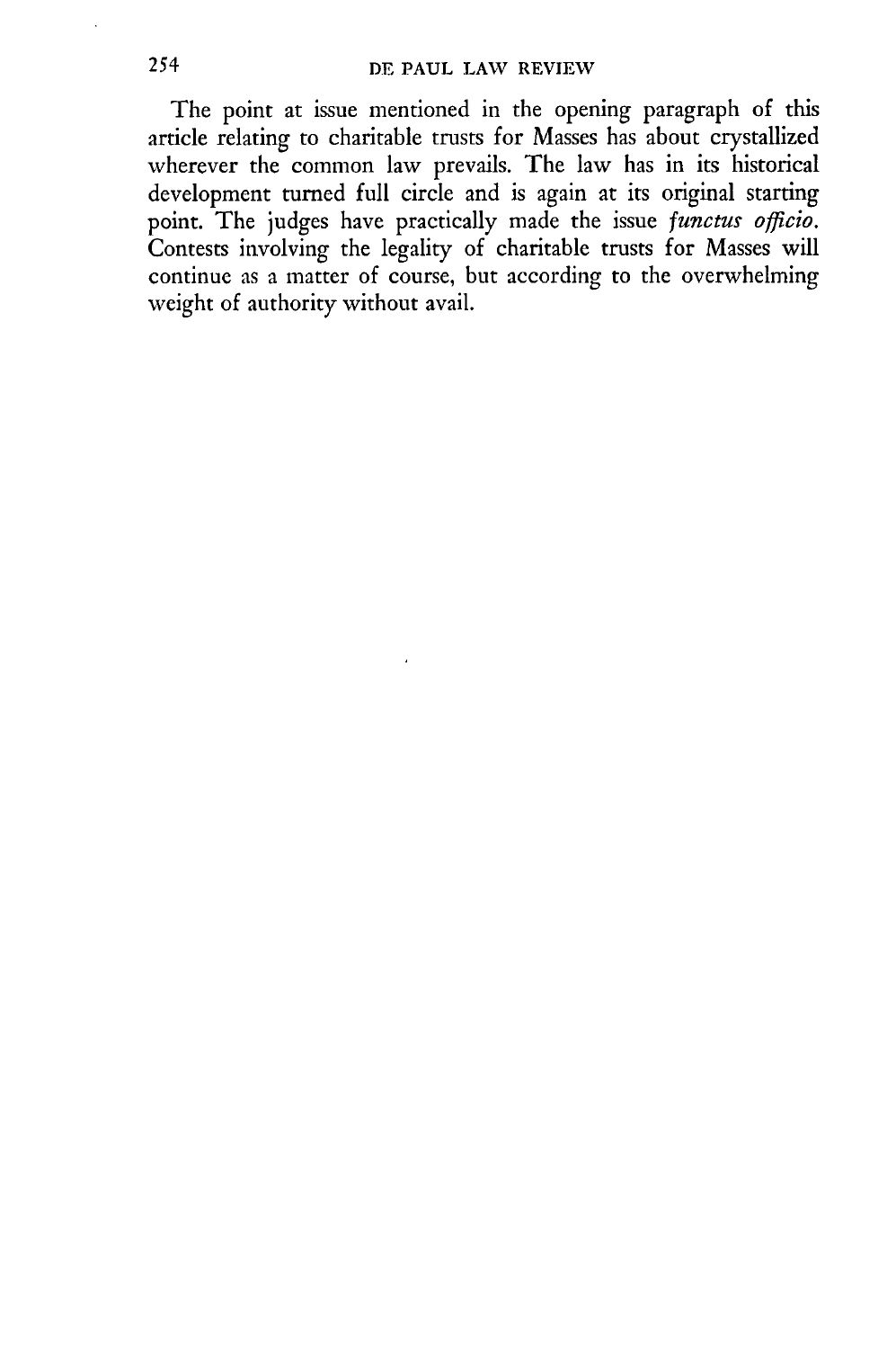The point at issue mentioned in the opening paragraph of this article relating to charitable trusts for Masses has about crystallized wherever the common law prevails. The law has in its historical development turned full circle and is again at its original starting point. The judges have practically made the issue *functus officio.* Contests involving the legality of charitable trusts for Masses will continue as a matter of course, but according to the overwhelming weight of authority without avail.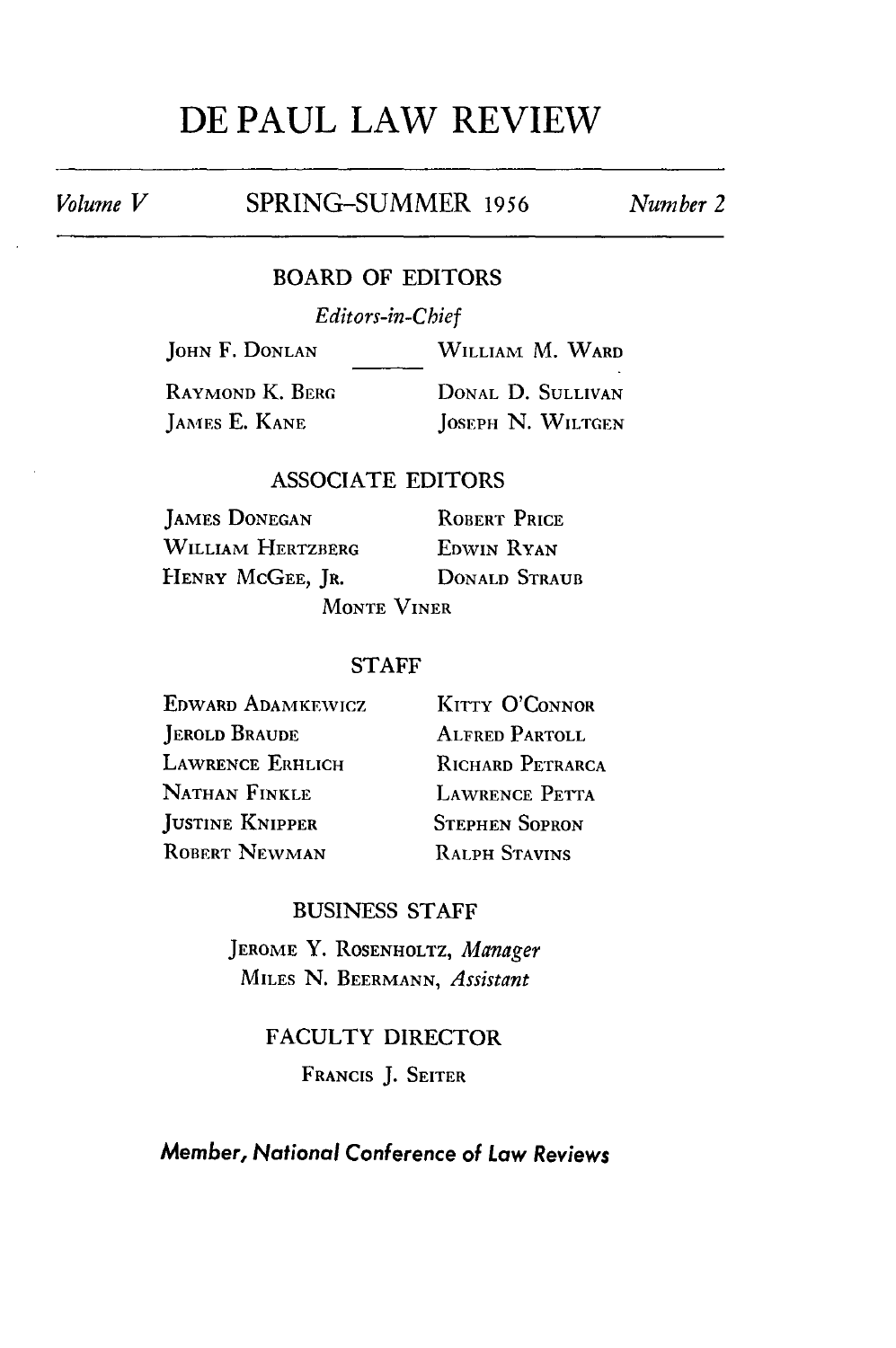# DE PAUL LAW REVIEW

*Volume V* SPRING-SUMMER 1956 *Number 2*

## BOARD OF EDITORS

*Editors-in-Chief*

| | |
|---|---|
| JOHN F. DONLAN | WILLIAM M. WARD |
| RAYMOND K. BERG | DONAL D. SULLIVAN |
| JAMES E. KANE | JOSEPH N. WILTGEN |

## ASSOCIATE EDITORS

| | |
|---|---|
| JAMES DONEGAN | ROBERT PRICE |
| WILLIAM HERTZBERG | EDWIN RYAN |
| HENRY MCGEE, JR. | DONALD STRAUB |

MONTE VINER

## STAFF

| | |
|---|---|
| EDWARD ADAMKEWICZ | KITTY O'CONNOR |
| JEROLD BRAUDE | ALFRED PARTOLL |
| LAWRENCE ERHLICH | RICHARD PETRARCA |
| NATHAN FINKLE | LAWRENCE PETTA |
| JUSTINE KNIPPER | STEPHEN SOPRON |
| ROBERT NEWMAN | RALPH STAVINS |

## BUSINESS STAFF

JEROME Y. ROSENHOLTZ, *Manager*
MILES N. BEERMANN, *Assistant*

## FACULTY DIRECTOR

FRANCIS J. SEITER

***Member, National Conference of Law Reviews***